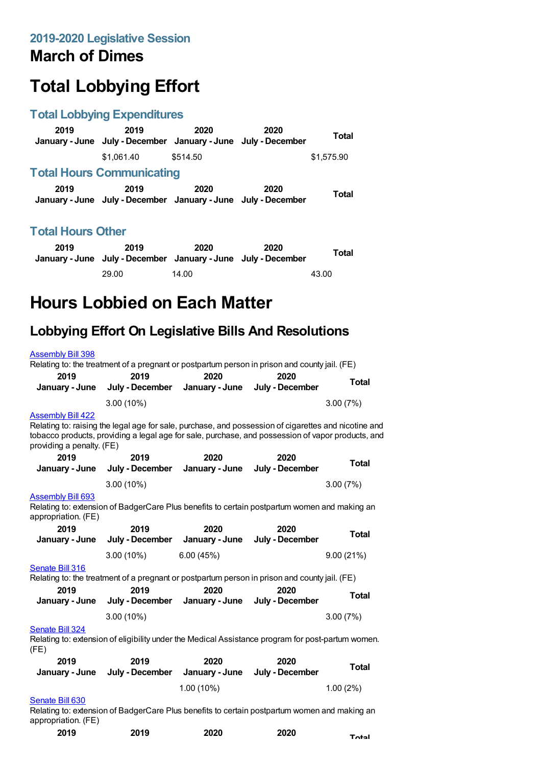## 2019-2020 Legislative Session

# March of Dimes

# Total Lobbying Effort

### Total Lobbying Expenditures

| 2019 January - June | 2019 July - December | 2020 January - June | 2020 July - December | Total |
|---|---|---|---|---|
| | $1,061.40 | $514.50 | | $1,575.90 |

### Total Hours Communicating

| 2019 January - June | 2019 July - December | 2020 January - June | 2020 July - December | Total |
|---|---|---|---|---|
| | | | | |

### Total Hours Other

| 2019 January - June | 2019 July - December | 2020 January - June | 2020 July - December | Total |
|---|---|---|---|---|
| | 29.00 | 14.00 | | 43.00 |

# Hours Lobbied on Each Matter

## Lobbying Effort On Legislative Bills And Resolutions

Assembly Bill 398

Relating to: the treatment of a pregnant or postpartum person in prison and county jail. (FE)

| 2019 January - June | 2019 July - December | 2020 January - June | 2020 July - December | Total |
|---|---|---|---|---|
| | 3.00 (10%) | | | 3.00 (7%) |

Assembly Bill 422

Relating to: raising the legal age for sale, purchase, and possession of cigarettes and nicotine and tobacco products, providing a legal age for sale, purchase, and possession of vapor products, and providing a penalty. (FE)

| 2019 January - June | 2019 July - December | 2020 January - June | 2020 July - December | Total |
|---|---|---|---|---|
| | 3.00 (10%) | | | 3.00 (7%) |

Assembly Bill 693

Relating to: extension of BadgerCare Plus benefits to certain postpartum women and making an appropriation. (FE)

| 2019 January - June | 2019 July - December | 2020 January - June | 2020 July - December | Total |
|---|---|---|---|---|
| | 3.00 (10%) | 6.00 (45%) | | 9.00 (21%) |

Senate Bill 316

Relating to: the treatment of a pregnant or postpartum person in prison and county jail. (FE)

| 2019 January - June | 2019 July - December | 2020 January - June | 2020 July - December | Total |
|---|---|---|---|---|
| | 3.00 (10%) | | | 3.00 (7%) |

Senate Bill 324

Relating to: extension of eligibility under the Medical Assistance program for post-partum women. (FE)

| 2019 January - June | 2019 July - December | 2020 January - June | 2020 July - December | Total |
|---|---|---|---|---|
| | | 1.00 (10%) | | 1.00 (2%) |

Senate Bill 630

Relating to: extension of BadgerCare Plus benefits to certain postpartum women and making an appropriation. (FE)

| 2019 | 2019 | 2020 | 2020 | Total |
|---|---|---|---|---|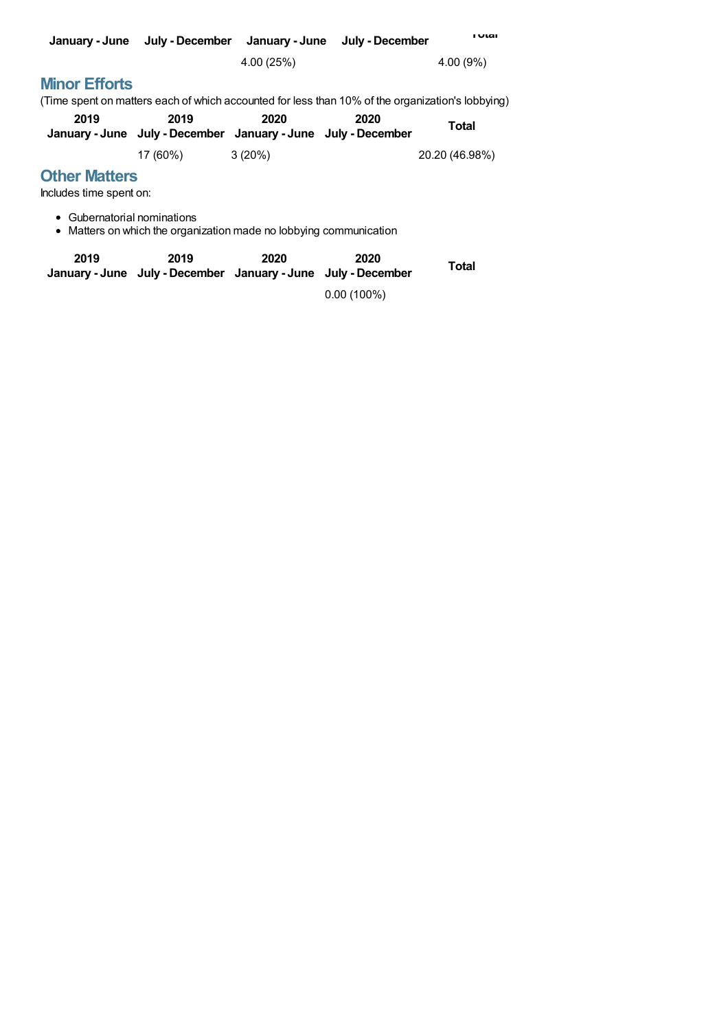| January - June | July - December | January - June | July - December | Total |
|---|---|---|---|---|
| | | 4.00 (25%) | | 4.00 (9%) |

## Minor Efforts

(Time spent on matters each of which accounted for less than 10% of the organization's lobbying)

| 2019 January - June | 2019 July - December | 2020 January - June | 2020 July - December | Total |
|---|---|---|---|---|
| | 17 (60%) | 3 (20%) | | 20.20 (46.98%) |

## Other Matters

Includes time spent on:

- Gubernatorial nominations
- Matters on which the organization made no lobbying communication

| 2019 January - June | 2019 July - December | 2020 January - June | 2020 July - December | Total |
|---|---|---|---|---|
| | | | 0.00 (100%) | |